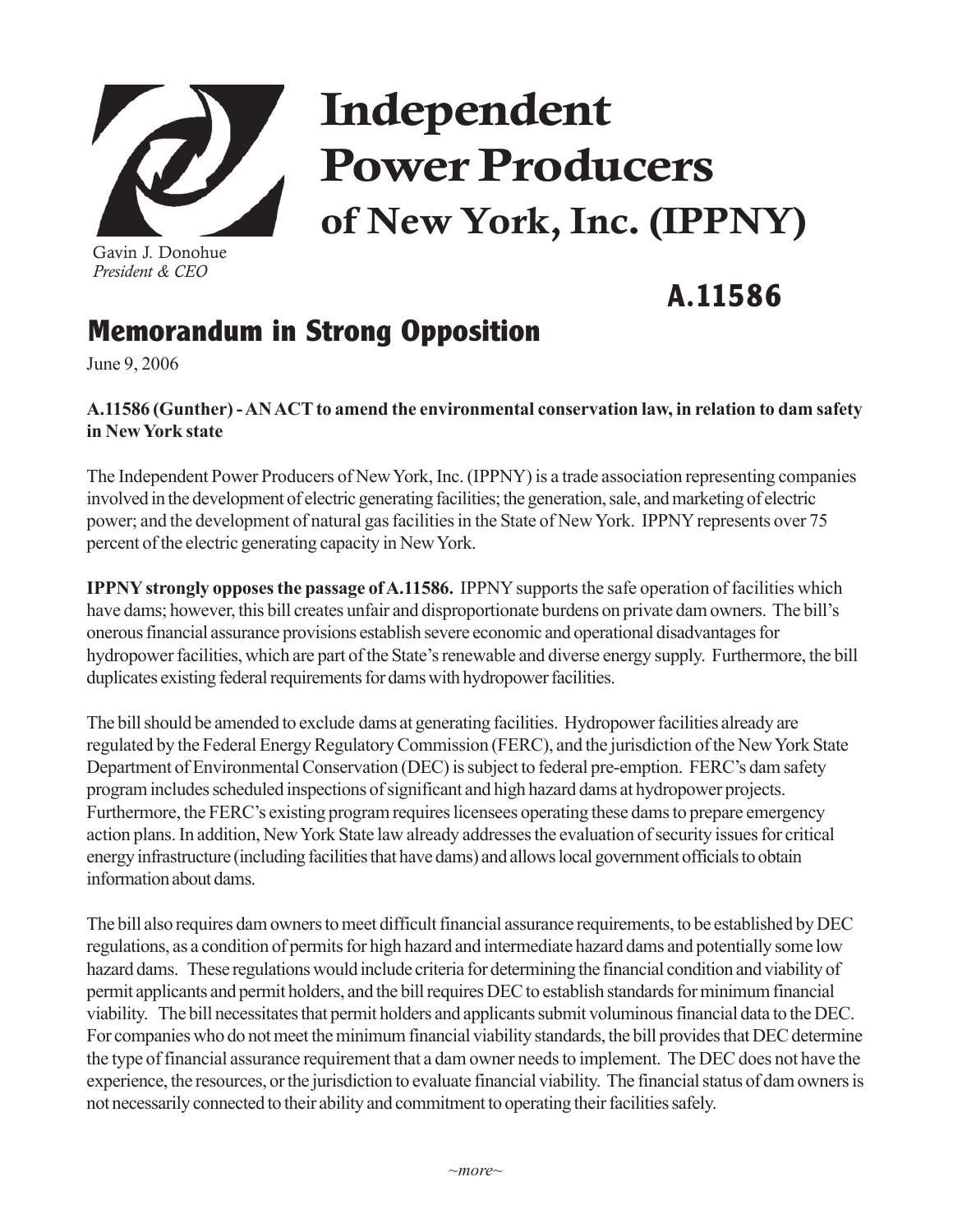# Independent Power Producers of New York, Inc. (IPPNY)

Gavin J. Donohue
*President & CEO*

## A.11586

## Memorandum in Strong Opposition

June 9, 2006

**A.11586 (Gunther) - AN ACT to amend the environmental conservation law, in relation to dam safety in New York state**

The Independent Power Producers of New York, Inc. (IPPNY) is a trade association representing companies involved in the development of electric generating facilities; the generation, sale, and marketing of electric power; and the development of natural gas facilities in the State of New York. IPPNY represents over 75 percent of the electric generating capacity in New York.

**IPPNY strongly opposes the passage of A.11586.** IPPNY supports the safe operation of facilities which have dams; however, this bill creates unfair and disproportionate burdens on private dam owners. The bill's onerous financial assurance provisions establish severe economic and operational disadvantages for hydropower facilities, which are part of the State's renewable and diverse energy supply. Furthermore, the bill duplicates existing federal requirements for dams with hydropower facilities.

The bill should be amended to exclude dams at generating facilities. Hydropower facilities already are regulated by the Federal Energy Regulatory Commission (FERC), and the jurisdiction of the New York State Department of Environmental Conservation (DEC) is subject to federal pre-emption. FERC's dam safety program includes scheduled inspections of significant and high hazard dams at hydropower projects. Furthermore, the FERC's existing program requires licensees operating these dams to prepare emergency action plans. In addition, New York State law already addresses the evaluation of security issues for critical energy infrastructure (including facilities that have dams) and allows local government officials to obtain information about dams.

The bill also requires dam owners to meet difficult financial assurance requirements, to be established by DEC regulations, as a condition of permits for high hazard and intermediate hazard dams and potentially some low hazard dams. These regulations would include criteria for determining the financial condition and viability of permit applicants and permit holders, and the bill requires DEC to establish standards for minimum financial viability. The bill necessitates that permit holders and applicants submit voluminous financial data to the DEC. For companies who do not meet the minimum financial viability standards, the bill provides that DEC determine the type of financial assurance requirement that a dam owner needs to implement. The DEC does not have the experience, the resources, or the jurisdiction to evaluate financial viability. The financial status of dam owners is not necessarily connected to their ability and commitment to operating their facilities safely.

*~more~*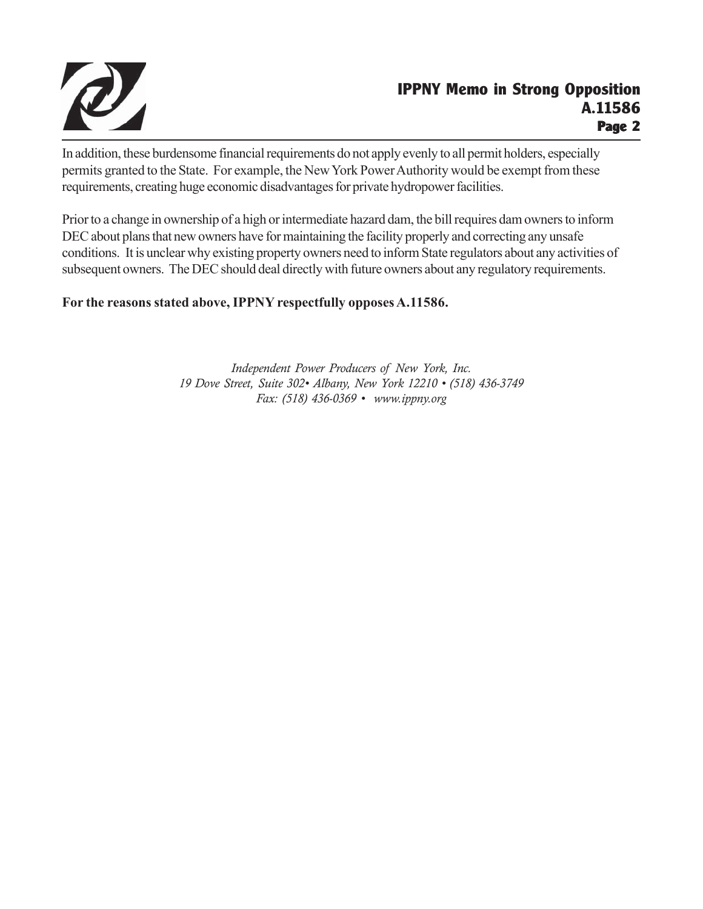In addition, these burdensome financial requirements do not apply evenly to all permit holders, especially permits granted to the State. For example, the New York Power Authority would be exempt from these requirements, creating huge economic disadvantages for private hydropower facilities.

Prior to a change in ownership of a high or intermediate hazard dam, the bill requires dam owners to inform DEC about plans that new owners have for maintaining the facility properly and correcting any unsafe conditions. It is unclear why existing property owners need to inform State regulators about any activities of subsequent owners. The DEC should deal directly with future owners about any regulatory requirements.

**For the reasons stated above, IPPNY respectfully opposes A.11586.**

*Independent Power Producers of New York, Inc.*
*19 Dove Street, Suite 302• Albany, New York 12210 • (518) 436-3749*
*Fax: (518) 436-0369 • www.ippny.org*